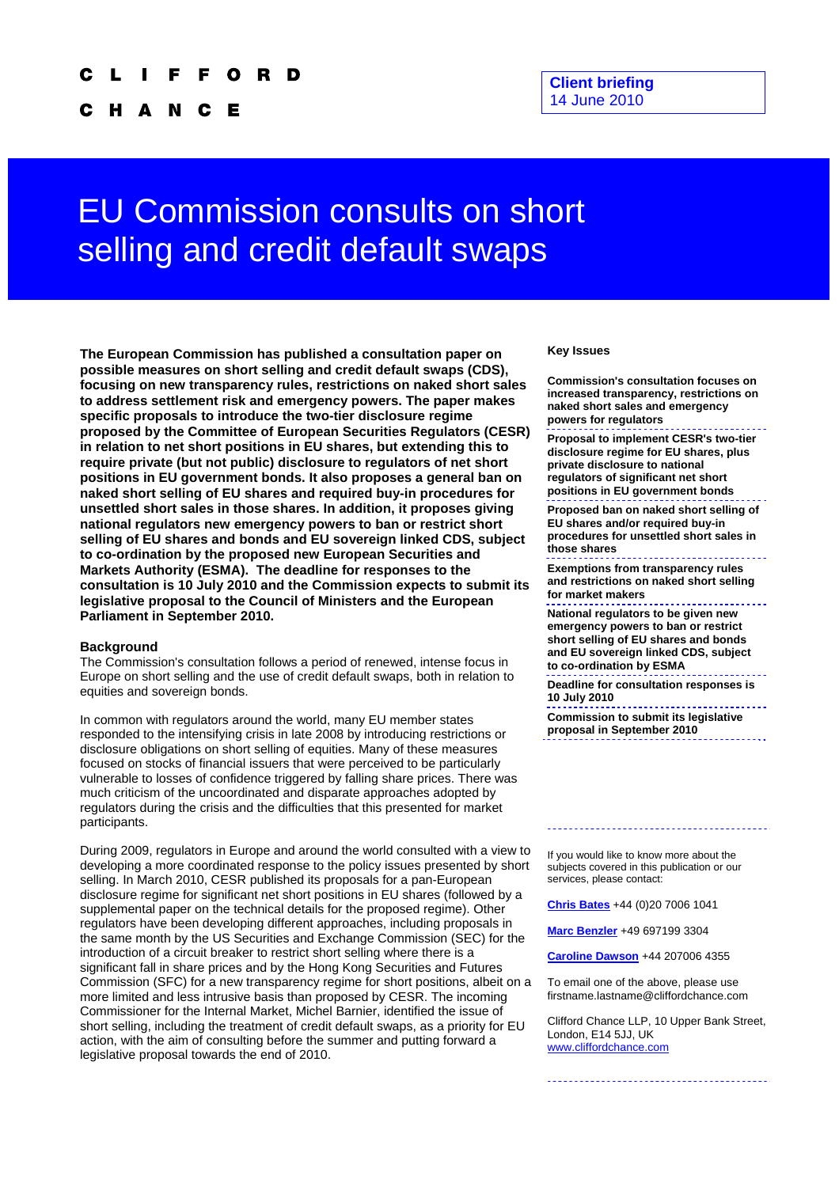**Client briefing**
14 June 2010

# EU Commission consults on short selling and credit default swaps

**The European Commission has published a consultation paper on possible measures on short selling and credit default swaps (CDS), focusing on new transparency rules, restrictions on naked short sales to address settlement risk and emergency powers. The paper makes specific proposals to introduce the two-tier disclosure regime proposed by the Committee of European Securities Regulators (CESR) in relation to net short positions in EU shares, but extending this to require private (but not public) disclosure to regulators of net short positions in EU government bonds. It also proposes a general ban on naked short selling of EU shares and required buy-in procedures for unsettled short sales in those shares. In addition, it proposes giving national regulators new emergency powers to ban or restrict short selling of EU shares and bonds and EU sovereign linked CDS, subject to co-ordination by the proposed new European Securities and Markets Authority (ESMA). The deadline for responses to the consultation is 10 July 2010 and the Commission expects to submit its legislative proposal to the Council of Ministers and the European Parliament in September 2010.**

### Background

The Commission's consultation follows a period of renewed, intense focus in Europe on short selling and the use of credit default swaps, both in relation to equities and sovereign bonds.

In common with regulators around the world, many EU member states responded to the intensifying crisis in late 2008 by introducing restrictions or disclosure obligations on short selling of equities. Many of these measures focused on stocks of financial issuers that were perceived to be particularly vulnerable to losses of confidence triggered by falling share prices. There was much criticism of the uncoordinated and disparate approaches adopted by regulators during the crisis and the difficulties that this presented for market participants.

During 2009, regulators in Europe and around the world consulted with a view to developing a more coordinated response to the policy issues presented by short selling. In March 2010, CESR published its proposals for a pan-European disclosure regime for significant net short positions in EU shares (followed by a supplemental paper on the technical details for the proposed regime). Other regulators have been developing different approaches, including proposals in the same month by the US Securities and Exchange Commission (SEC) for the introduction of a circuit breaker to restrict short selling where there is a significant fall in share prices and by the Hong Kong Securities and Futures Commission (SFC) for a new transparency regime for short positions, albeit on a more limited and less intrusive basis than proposed by CESR. The incoming Commissioner for the Internal Market, Michel Barnier, identified the issue of short selling, including the treatment of credit default swaps, as a priority for EU action, with the aim of consulting before the summer and putting forward a legislative proposal towards the end of 2010.

**Key Issues**

- **Commission's consultation focuses on increased transparency, restrictions on naked short sales and emergency powers for regulators**
- **Proposal to implement CESR's two-tier disclosure regime for EU shares, plus private disclosure to national regulators of significant net short positions in EU government bonds**
- **Proposed ban on naked short selling of EU shares and/or required buy-in procedures for unsettled short sales in those shares**
- **Exemptions from transparency rules and restrictions on naked short selling for market makers**
- **National regulators to be given new emergency powers to ban or restrict short selling of EU shares and bonds and EU sovereign linked CDS, subject to co-ordination by ESMA**
- **Deadline for consultation responses is 10 July 2010**
- **Commission to submit its legislative proposal in September 2010**

If you would like to know more about the subjects covered in this publication or our services, please contact:

[Chris Bates](#) +44 (0)20 7006 1041

[Marc Benzler](#) +49 697199 3304

[Caroline Dawson](#) +44 207006 4355

To email one of the above, please use firstname.lastname@cliffordchance.com

Clifford Chance LLP, 10 Upper Bank Street, London, E14 5JJ, UK
www.cliffordchance.com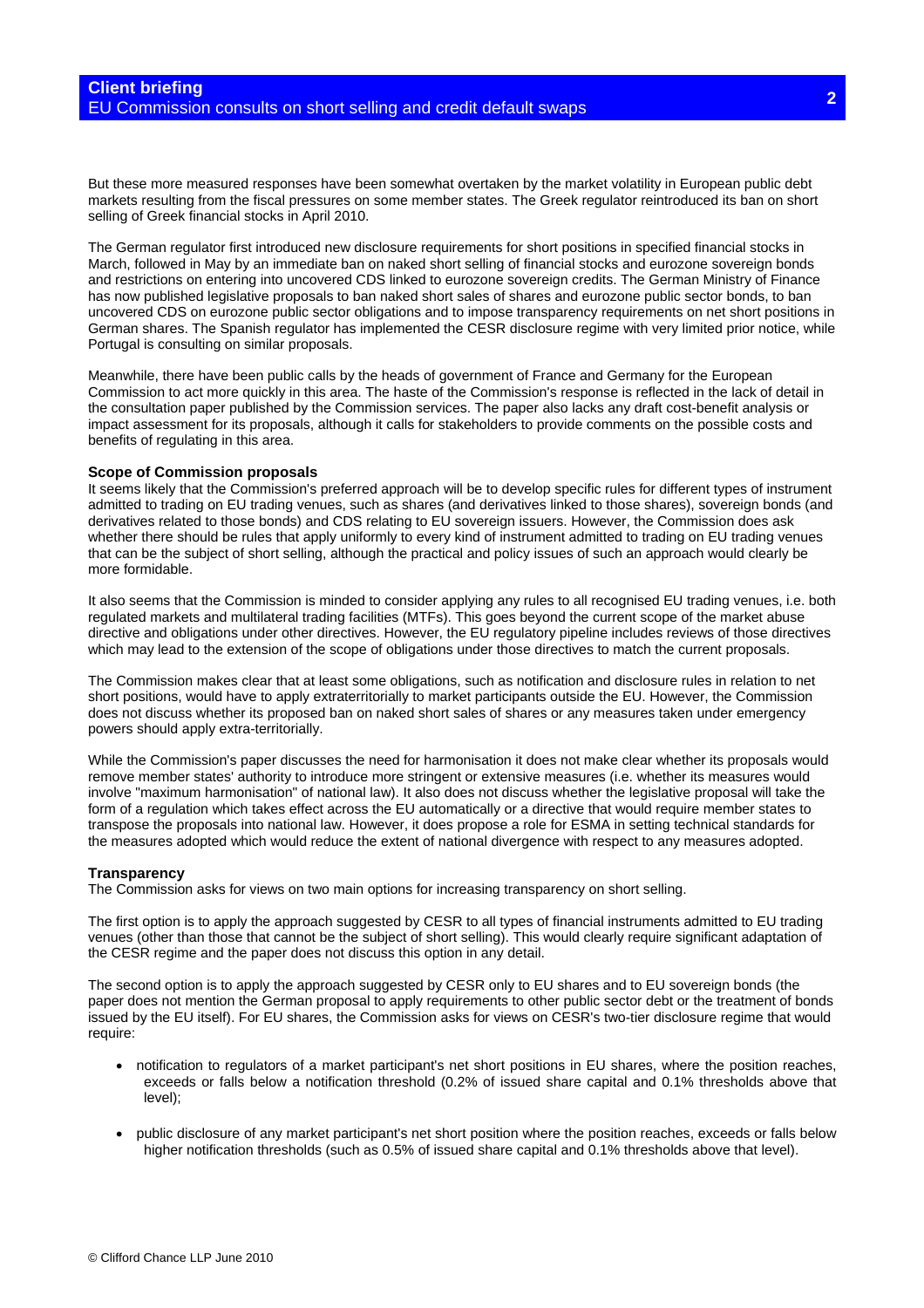But these more measured responses have been somewhat overtaken by the market volatility in European public debt markets resulting from the fiscal pressures on some member states. The Greek regulator reintroduced its ban on short selling of Greek financial stocks in April 2010.

The German regulator first introduced new disclosure requirements for short positions in specified financial stocks in March, followed in May by an immediate ban on naked short selling of financial stocks and eurozone sovereign bonds and restrictions on entering into uncovered CDS linked to eurozone sovereign credits. The German Ministry of Finance has now published legislative proposals to ban naked short sales of shares and eurozone public sector bonds, to ban uncovered CDS on eurozone public sector obligations and to impose transparency requirements on net short positions in German shares. The Spanish regulator has implemented the CESR disclosure regime with very limited prior notice, while Portugal is consulting on similar proposals.

Meanwhile, there have been public calls by the heads of government of France and Germany for the European Commission to act more quickly in this area. The haste of the Commission's response is reflected in the lack of detail in the consultation paper published by the Commission services. The paper also lacks any draft cost-benefit analysis or impact assessment for its proposals, although it calls for stakeholders to provide comments on the possible costs and benefits of regulating in this area.

**Scope of Commission proposals**

It seems likely that the Commission's preferred approach will be to develop specific rules for different types of instrument admitted to trading on EU trading venues, such as shares (and derivatives linked to those shares), sovereign bonds (and derivatives related to those bonds) and CDS relating to EU sovereign issuers. However, the Commission does ask whether there should be rules that apply uniformly to every kind of instrument admitted to trading on EU trading venues that can be the subject of short selling, although the practical and policy issues of such an approach would clearly be more formidable.

It also seems that the Commission is minded to consider applying any rules to all recognised EU trading venues, i.e. both regulated markets and multilateral trading facilities (MTFs). This goes beyond the current scope of the market abuse directive and obligations under other directives. However, the EU regulatory pipeline includes reviews of those directives which may lead to the extension of the scope of obligations under those directives to match the current proposals.

The Commission makes clear that at least some obligations, such as notification and disclosure rules in relation to net short positions, would have to apply extraterritorially to market participants outside the EU. However, the Commission does not discuss whether its proposed ban on naked short sales of shares or any measures taken under emergency powers should apply extra-territorially.

While the Commission's paper discusses the need for harmonisation it does not make clear whether its proposals would remove member states' authority to introduce more stringent or extensive measures (i.e. whether its measures would involve "maximum harmonisation" of national law). It also does not discuss whether the legislative proposal will take the form of a regulation which takes effect across the EU automatically or a directive that would require member states to transpose the proposals into national law. However, it does propose a role for ESMA in setting technical standards for the measures adopted which would reduce the extent of national divergence with respect to any measures adopted.

**Transparency**

The Commission asks for views on two main options for increasing transparency on short selling.

The first option is to apply the approach suggested by CESR to all types of financial instruments admitted to EU trading venues (other than those that cannot be the subject of short selling). This would clearly require significant adaptation of the CESR regime and the paper does not discuss this option in any detail.

The second option is to apply the approach suggested by CESR only to EU shares and to EU sovereign bonds (the paper does not mention the German proposal to apply requirements to other public sector debt or the treatment of bonds issued by the EU itself). For EU shares, the Commission asks for views on CESR's two-tier disclosure regime that would require:

- notification to regulators of a market participant's net short positions in EU shares, where the position reaches, exceeds or falls below a notification threshold (0.2% of issued share capital and 0.1% thresholds above that level);
- public disclosure of any market participant's net short position where the position reaches, exceeds or falls below higher notification thresholds (such as 0.5% of issued share capital and 0.1% thresholds above that level).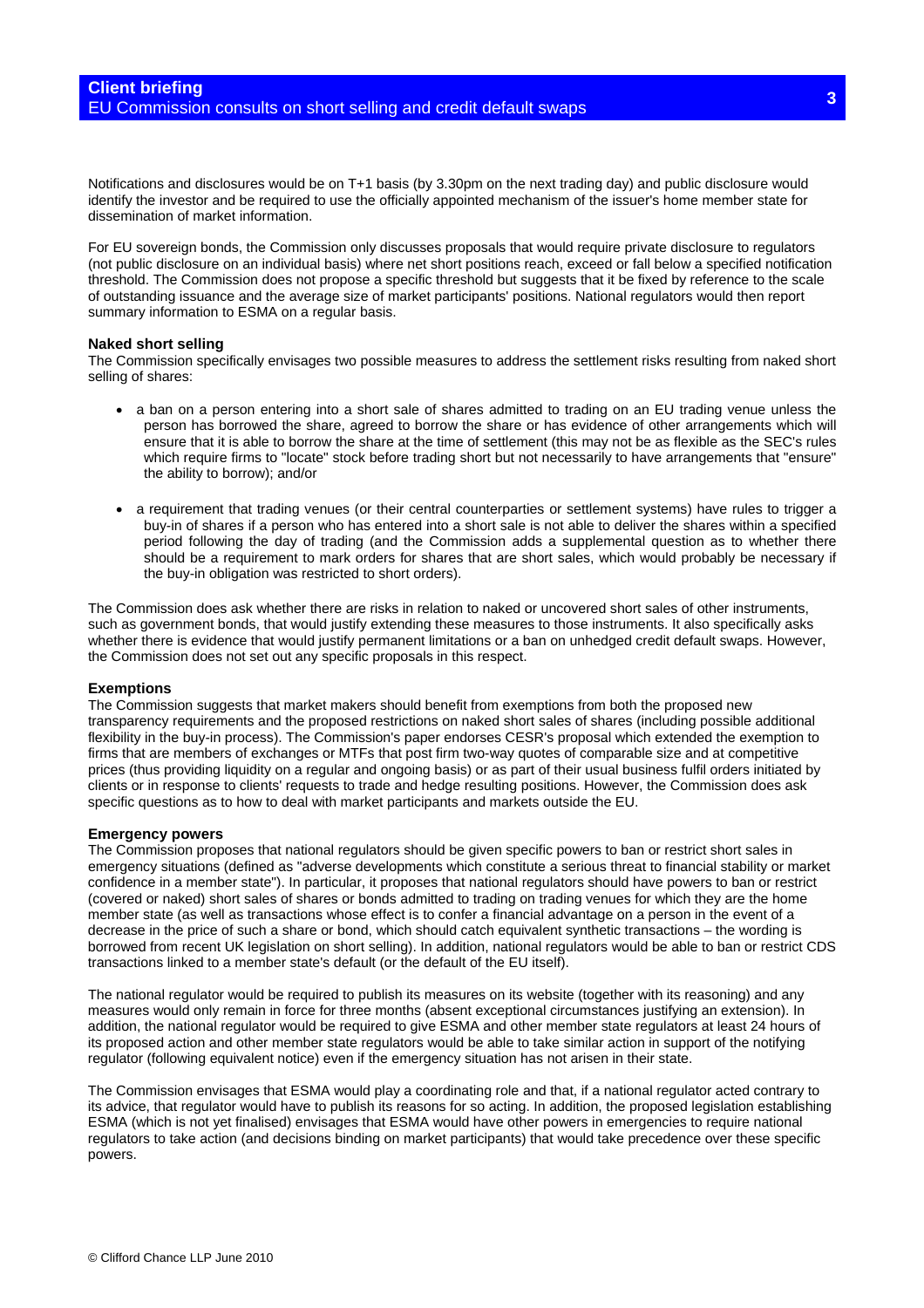Notifications and disclosures would be on T+1 basis (by 3.30pm on the next trading day) and public disclosure would identify the investor and be required to use the officially appointed mechanism of the issuer's home member state for dissemination of market information.

For EU sovereign bonds, the Commission only discusses proposals that would require private disclosure to regulators (not public disclosure on an individual basis) where net short positions reach, exceed or fall below a specified notification threshold. The Commission does not propose a specific threshold but suggests that it be fixed by reference to the scale of outstanding issuance and the average size of market participants' positions. National regulators would then report summary information to ESMA on a regular basis.

**Naked short selling**

The Commission specifically envisages two possible measures to address the settlement risks resulting from naked short selling of shares:

- a ban on a person entering into a short sale of shares admitted to trading on an EU trading venue unless the person has borrowed the share, agreed to borrow the share or has evidence of other arrangements which will ensure that it is able to borrow the share at the time of settlement (this may not be as flexible as the SEC's rules which require firms to "locate" stock before trading short but not necessarily to have arrangements that "ensure" the ability to borrow); and/or

- a requirement that trading venues (or their central counterparties or settlement systems) have rules to trigger a buy-in of shares if a person who has entered into a short sale is not able to deliver the shares within a specified period following the day of trading (and the Commission adds a supplemental question as to whether there should be a requirement to mark orders for shares that are short sales, which would probably be necessary if the buy-in obligation was restricted to short orders).

The Commission does ask whether there are risks in relation to naked or uncovered short sales of other instruments, such as government bonds, that would justify extending these measures to those instruments. It also specifically asks whether there is evidence that would justify permanent limitations or a ban on unhedged credit default swaps. However, the Commission does not set out any specific proposals in this respect.

**Exemptions**

The Commission suggests that market makers should benefit from exemptions from both the proposed new transparency requirements and the proposed restrictions on naked short sales of shares (including possible additional flexibility in the buy-in process). The Commission's paper endorses CESR's proposal which extended the exemption to firms that are members of exchanges or MTFs that post firm two-way quotes of comparable size and at competitive prices (thus providing liquidity on a regular and ongoing basis) or as part of their usual business fulfil orders initiated by clients or in response to clients' requests to trade and hedge resulting positions. However, the Commission does ask specific questions as to how to deal with market participants and markets outside the EU.

**Emergency powers**

The Commission proposes that national regulators should be given specific powers to ban or restrict short sales in emergency situations (defined as "adverse developments which constitute a serious threat to financial stability or market confidence in a member state"). In particular, it proposes that national regulators should have powers to ban or restrict (covered or naked) short sales of shares or bonds admitted to trading on trading venues for which they are the home member state (as well as transactions whose effect is to confer a financial advantage on a person in the event of a decrease in the price of such a share or bond, which should catch equivalent synthetic transactions – the wording is borrowed from recent UK legislation on short selling). In addition, national regulators would be able to ban or restrict CDS transactions linked to a member state's default (or the default of the EU itself).

The national regulator would be required to publish its measures on its website (together with its reasoning) and any measures would only remain in force for three months (absent exceptional circumstances justifying an extension). In addition, the national regulator would be required to give ESMA and other member state regulators at least 24 hours of its proposed action and other member state regulators would be able to take similar action in support of the notifying regulator (following equivalent notice) even if the emergency situation has not arisen in their state.

The Commission envisages that ESMA would play a coordinating role and that, if a national regulator acted contrary to its advice, that regulator would have to publish its reasons for so acting. In addition, the proposed legislation establishing ESMA (which is not yet finalised) envisages that ESMA would have other powers in emergencies to require national regulators to take action (and decisions binding on market participants) that would take precedence over these specific powers.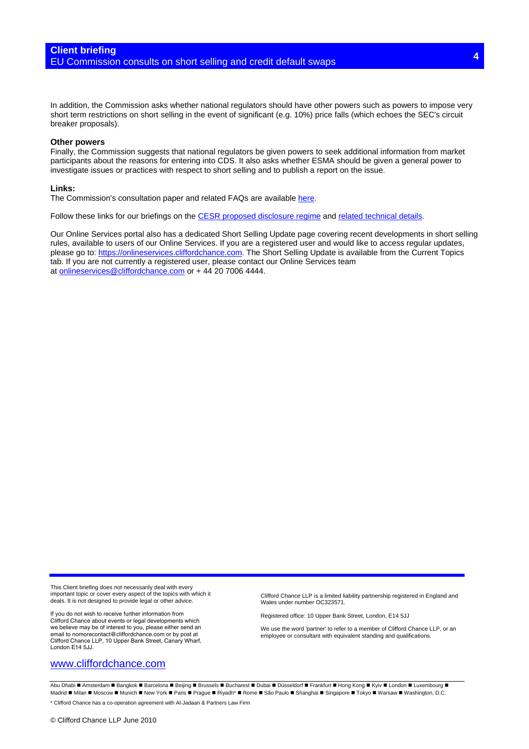In addition, the Commission asks whether national regulators should have other powers such as powers to impose very short term restrictions on short selling in the event of significant (e.g. 10%) price falls (which echoes the SEC's circuit breaker proposals).

**Other powers**

Finally, the Commission suggests that national regulators be given powers to seek additional information from market participants about the reasons for entering into CDS. It also asks whether ESMA should be given a general power to investigate issues or practices with respect to short selling and to publish a report on the issue.

**Links:**

The Commission's consultation paper and related FAQs are available here.

Follow these links for our briefings on the CESR proposed disclosure regime and related technical details.

Our Online Services portal also has a dedicated Short Selling Update page covering recent developments in short selling rules, available to users of our Online Services. If you are a registered user and would like to access regular updates, please go to: https://onlineservices.cliffordchance.com. The Short Selling Update is available from the Current Topics tab. If you are not currently a registered user, please contact our Online Services team at onlineservices@cliffordchance.com or + 44 20 7006 4444.

This Client briefing does not necessarily deal with every important topic or cover every aspect of the topics with which it deals. It is not designed to provide legal or other advice.

If you do not wish to receive further information from Clifford Chance about events or legal developments which we believe may be of interest to you, please either send an email to nomorecontact@cliffordchance.com or by post at Clifford Chance LLP, 10 Upper Bank Street, Canary Wharf, London E14 5JJ.

Clifford Chance LLP is a limited liability partnership registered in England and Wales under number OC323571.

Registered office: 10 Upper Bank Street, London, E14 5JJ

We use the word 'partner' to refer to a member of Clifford Chance LLP, or an employee or consultant with equivalent standing and qualifications.

www.cliffordchance.com

Abu Dhabi ■ Amsterdam ■ Bangkok ■ Barcelona ■ Beijing ■ Brussels ■ Bucharest ■ Dubai ■ Düsseldorf ■ Frankfurt ■ Hong Kong ■ Kyiv ■ London ■ Luxembourg ■ Madrid ■ Milan ■ Moscow ■ Munich ■ New York ■ Paris ■ Prague ■ Riyadh* ■ Rome ■ São Paulo ■ Shanghai ■ Singapore ■ Tokyo ■ Warsaw ■ Washington, D.C.

* Clifford Chance has a co-operation agreement with Al-Jadaan & Partners Law Firm

© Clifford Chance LLP June 2010